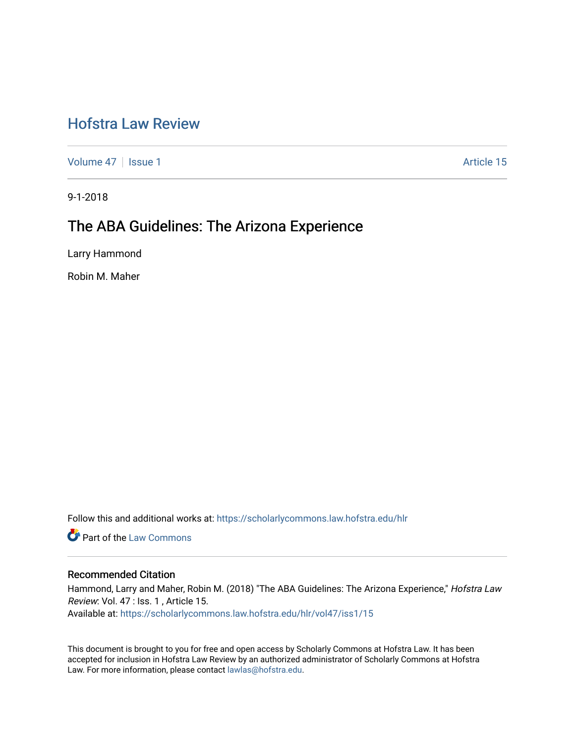# Hofstra Law Review

Volume 47 | Issue 1 | Article 15

9-1-2018

## The ABA Guidelines: The Arizona Experience

Larry Hammond

Robin M. Maher

Follow this and additional works at: https://scholarlycommons.law.hofstra.edu/hlr

Part of the Law Commons

### Recommended Citation

Hammond, Larry and Maher, Robin M. (2018) "The ABA Guidelines: The Arizona Experience," *Hofstra Law Review*: Vol. 47 : Iss. 1 , Article 15.
Available at: https://scholarlycommons.law.hofstra.edu/hlr/vol47/iss1/15

This document is brought to you for free and open access by Scholarly Commons at Hofstra Law. It has been accepted for inclusion in Hofstra Law Review by an authorized administrator of Scholarly Commons at Hofstra Law. For more information, please contact lawlas@hofstra.edu.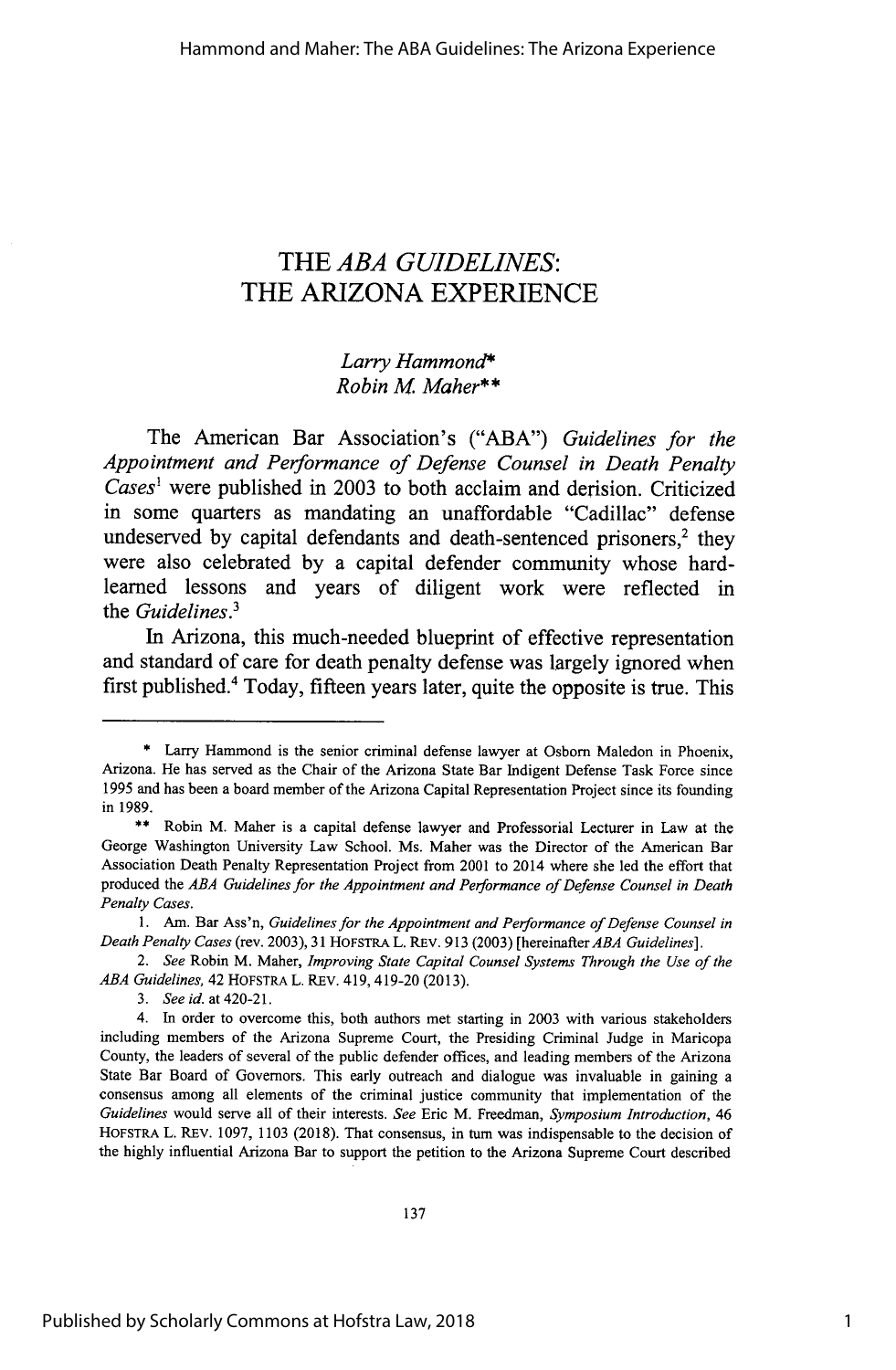# THE *ABA GUIDELINES*: THE ARIZONA EXPERIENCE

*Larry Hammond\**
*Robin M. Maher\*\**

The American Bar Association's ("ABA") *Guidelines for the Appointment and Performance of Defense Counsel in Death Penalty Cases*[1] were published in 2003 to both acclaim and derision. Criticized in some quarters as mandating an unaffordable "Cadillac" defense undeserved by capital defendants and death-sentenced prisoners,[2] they were also celebrated by a capital defender community whose hard-learned lessons and years of diligent work were reflected in the *Guidelines*.[3]

In Arizona, this much-needed blueprint of effective representation and standard of care for death penalty defense was largely ignored when first published.[4] Today, fifteen years later, quite the opposite is true. This

---

\* Larry Hammond is the senior criminal defense lawyer at Osborn Maledon in Phoenix, Arizona. He has served as the Chair of the Arizona State Bar Indigent Defense Task Force since 1995 and has been a board member of the Arizona Capital Representation Project since its founding in 1989.

\*\* Robin M. Maher is a capital defense lawyer and Professorial Lecturer in Law at the George Washington University Law School. Ms. Maher was the Director of the American Bar Association Death Penalty Representation Project from 2001 to 2014 where she led the effort that produced the *ABA Guidelines for the Appointment and Performance of Defense Counsel in Death Penalty Cases.*

1. Am. Bar Ass'n, *Guidelines for the Appointment and Performance of Defense Counsel in Death Penalty Cases* (rev. 2003), 31 HOFSTRA L. REV. 913 (2003) [hereinafter *ABA Guidelines*].

2. *See* Robin M. Maher, *Improving State Capital Counsel Systems Through the Use of the ABA Guidelines,* 42 HOFSTRA L. REV. 419, 419-20 (2013).

3. *See id.* at 420-21.

4. In order to overcome this, both authors met starting in 2003 with various stakeholders including members of the Arizona Supreme Court, the Presiding Criminal Judge in Maricopa County, the leaders of several of the public defender offices, and leading members of the Arizona State Bar Board of Governors. This early outreach and dialogue was invaluable in gaining a consensus among all elements of the criminal justice community that implementation of the *Guidelines* would serve all of their interests. *See* Eric M. Freedman, *Symposium Introduction*, 46 HOFSTRA L. REV. 1097, 1103 (2018). That consensus, in turn was indispensable to the decision of the highly influential Arizona Bar to support the petition to the Arizona Supreme Court described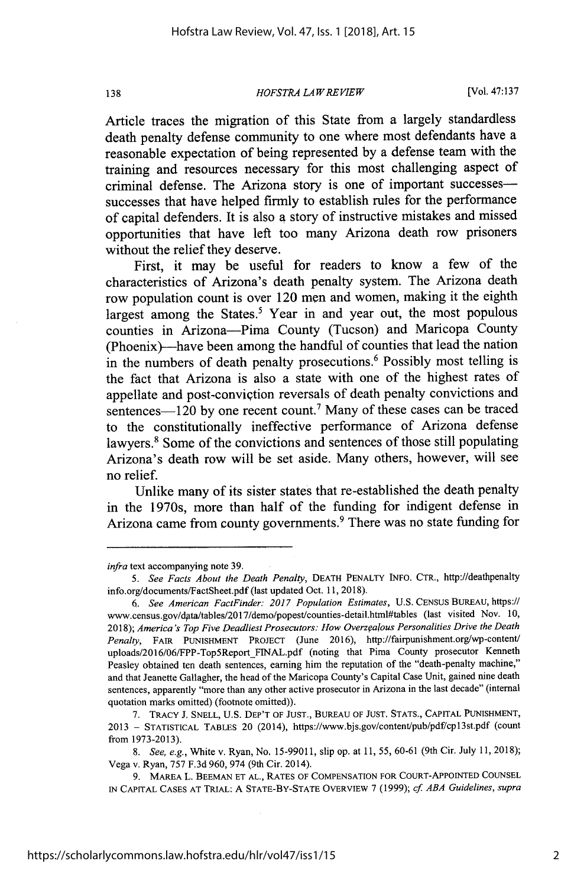Article traces the migration of this State from a largely standardless death penalty defense community to one where most defendants have a reasonable expectation of being represented by a defense team with the training and resources necessary for this most challenging aspect of criminal defense. The Arizona story is one of important successes—successes that have helped firmly to establish rules for the performance of capital defenders. It is also a story of instructive mistakes and missed opportunities that have left too many Arizona death row prisoners without the relief they deserve.

First, it may be useful for readers to know a few of the characteristics of Arizona's death penalty system. The Arizona death row population count is over 120 men and women, making it the eighth largest among the States.[5] Year in and year out, the most populous counties in Arizona—Pima County (Tucson) and Maricopa County (Phoenix)—have been among the handful of counties that lead the nation in the numbers of death penalty prosecutions.[6] Possibly most telling is the fact that Arizona is also a state with one of the highest rates of appellate and post-conviction reversals of death penalty convictions and sentences—120 by one recent count.[7] Many of these cases can be traced to the constitutionally ineffective performance of Arizona defense lawyers.[8] Some of the convictions and sentences of those still populating Arizona's death row will be set aside. Many others, however, will see no relief.

Unlike many of its sister states that re-established the death penalty in the 1970s, more than half of the funding for indigent defense in Arizona came from county governments.[9] There was no state funding for

---

*infra* text accompanying note 39.

5. *See Facts About the Death Penalty*, DEATH PENALTY INFO. CTR., http://deathpenaltyinfo.org/documents/FactSheet.pdf (last updated Oct. 11, 2018).

6. *See American FactFinder: 2017 Population Estimates*, U.S. CENSUS BUREAU, https://www.census.gov/data/tables/2017/demo/popest/counties-detail.html#tables (last visited Nov. 10, 2018); *America's Top Five Deadliest Prosecutors: How Overzealous Personalities Drive the Death Penalty*, FAIR PUNISHMENT PROJECT (June 2016), http://fairpunishment.org/wp-content/uploads/2016/06/FPP-Top5Report_FINAL.pdf (noting that Pima County prosecutor Kenneth Peasley obtained ten death sentences, earning him the reputation of the "death-penalty machine," and that Jeanette Gallagher, the head of the Maricopa County's Capital Case Unit, gained nine death sentences, apparently "more than any other active prosecutor in Arizona in the last decade" (internal quotation marks omitted) (footnote omitted)).

7. TRACY J. SNELL, U.S. DEP'T OF JUST., BUREAU OF JUST. STATS., CAPITAL PUNISHMENT, 2013 – STATISTICAL TABLES 20 (2014), https://www.bjs.gov/content/pub/pdf/cp13st.pdf (count from 1973-2013).

8. *See, e.g.*, White v. Ryan, No. 15-99011, slip op. at 11, 55, 60-61 (9th Cir. July 11, 2018); Vega v. Ryan, 757 F.3d 960, 974 (9th Cir. 2014).

9. MAREA L. BEEMAN ET AL., RATES OF COMPENSATION FOR COURT-APPOINTED COUNSEL IN CAPITAL CASES AT TRIAL: A STATE-BY-STATE OVERVIEW 7 (1999); *cf. ABA Guidelines*, *supra*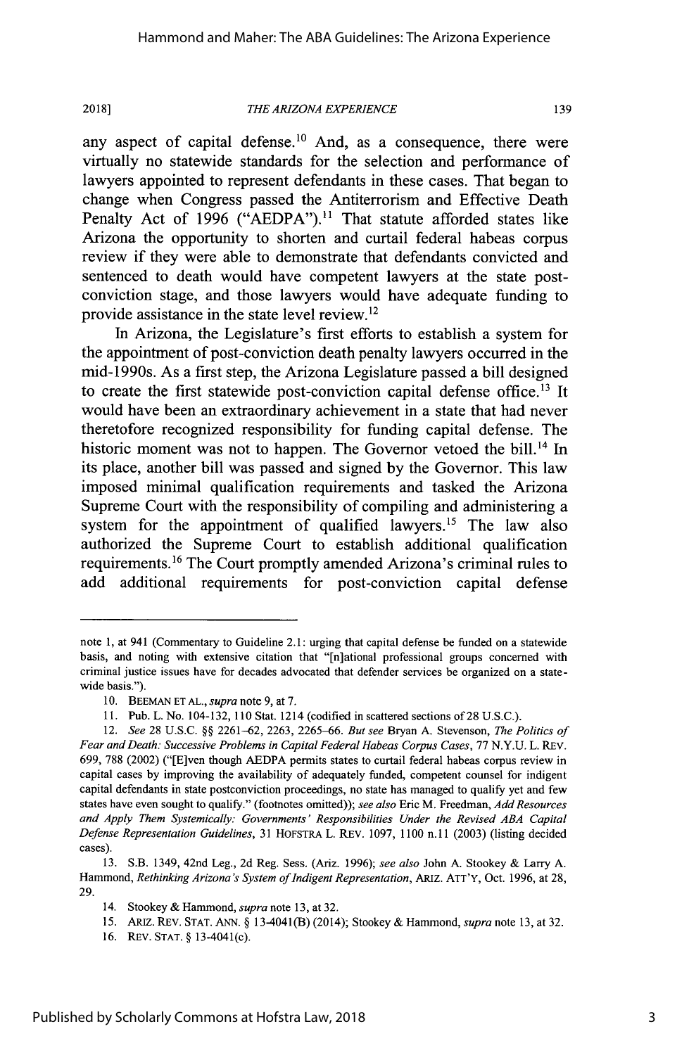any aspect of capital defense.[10] And, as a consequence, there were virtually no statewide standards for the selection and performance of lawyers appointed to represent defendants in these cases. That began to change when Congress passed the Antiterrorism and Effective Death Penalty Act of 1996 ("AEDPA").[11] That statute afforded states like Arizona the opportunity to shorten and curtail federal habeas corpus review if they were able to demonstrate that defendants convicted and sentenced to death would have competent lawyers at the state post-conviction stage, and those lawyers would have adequate funding to provide assistance in the state level review.[12]

In Arizona, the Legislature's first efforts to establish a system for the appointment of post-conviction death penalty lawyers occurred in the mid-1990s. As a first step, the Arizona Legislature passed a bill designed to create the first statewide post-conviction capital defense office.[13] It would have been an extraordinary achievement in a state that had never theretofore recognized responsibility for funding capital defense. The historic moment was not to happen. The Governor vetoed the bill.[14] In its place, another bill was passed and signed by the Governor. This law imposed minimal qualification requirements and tasked the Arizona Supreme Court with the responsibility of compiling and administering a system for the appointment of qualified lawyers.[15] The law also authorized the Supreme Court to establish additional qualification requirements.[16] The Court promptly amended Arizona's criminal rules to add additional requirements for post-conviction capital defense

---

note 1, at 941 (Commentary to Guideline 2.1: urging that capital defense be funded on a statewide basis, and noting with extensive citation that "[n]ational professional groups concerned with criminal justice issues have for decades advocated that defender services be organized on a statewide basis.").

10. BEEMAN ET AL., *supra* note 9, at 7.

11. Pub. L. No. 104-132, 110 Stat. 1214 (codified in scattered sections of 28 U.S.C.).

12. *See* 28 U.S.C. §§ 2261–62, 2263, 2265–66. *But see* Bryan A. Stevenson, *The Politics of Fear and Death: Successive Problems in Capital Federal Habeas Corpus Cases*, 77 N.Y.U. L. REV. 699, 788 (2002) ("[E]ven though AEDPA permits states to curtail federal habeas corpus review in capital cases by improving the availability of adequately funded, competent counsel for indigent capital defendants in state postconviction proceedings, no state has managed to qualify yet and few states have even sought to qualify." (footnotes omitted)); *see also* Eric M. Freedman, *Add Resources and Apply Them Systemically: Governments' Responsibilities Under the Revised ABA Capital Defense Representation Guidelines*, 31 HOFSTRA L. REV. 1097, 1100 n.11 (2003) (listing decided cases).

13. S.B. 1349, 42nd Leg., 2d Reg. Sess. (Ariz. 1996); *see also* John A. Stookey & Larry A. Hammond, *Rethinking Arizona's System of Indigent Representation*, ARIZ. ATT'Y, Oct. 1996, at 28, 29.

14. Stookey & Hammond, *supra* note 13, at 32.

15. ARIZ. REV. STAT. ANN. § 13-4041(B) (2014); Stookey & Hammond, *supra* note 13, at 32.

16. REV. STAT. § 13-4041(c).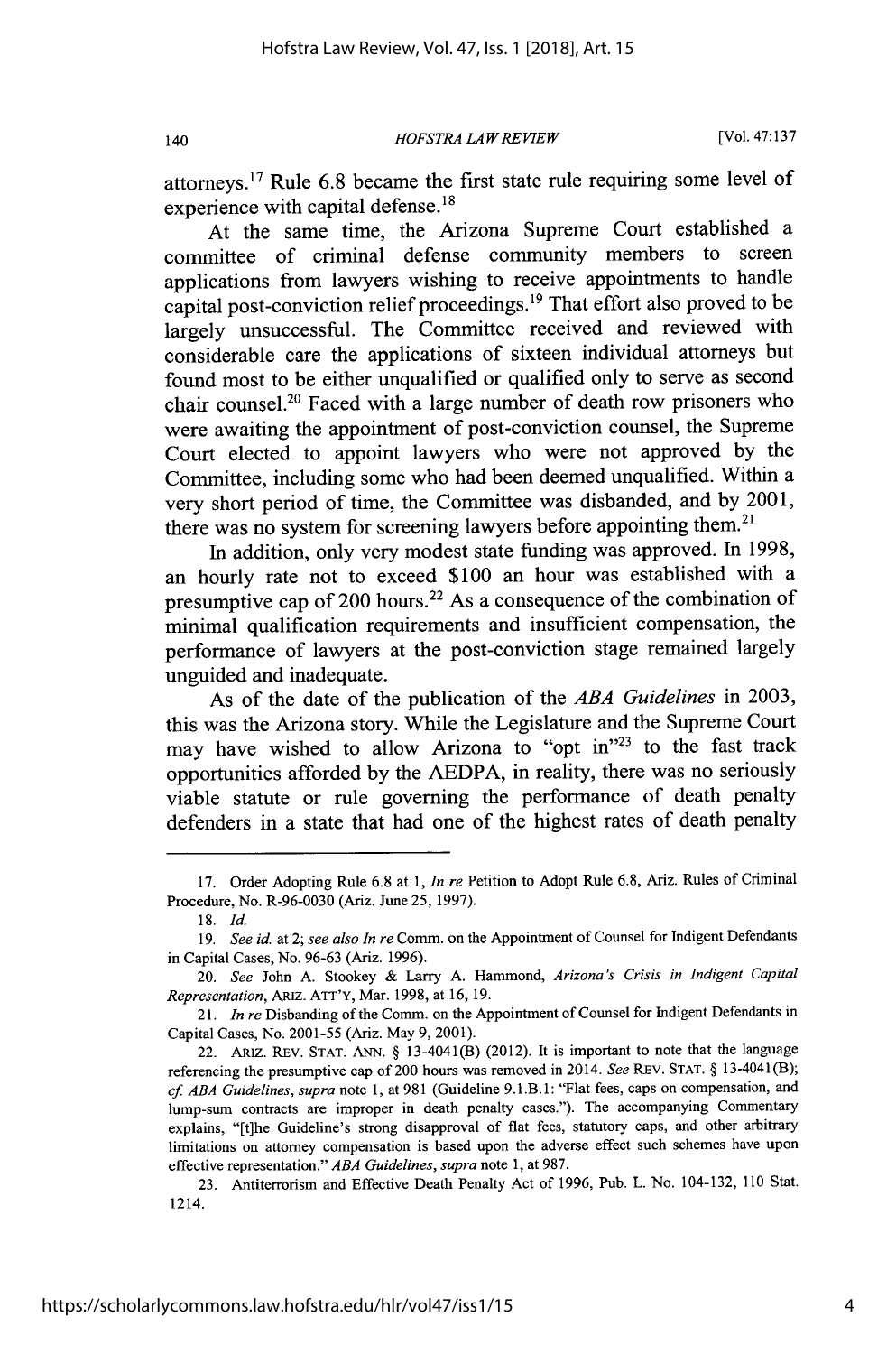attorneys.[17] Rule 6.8 became the first state rule requiring some level of experience with capital defense.[18]

At the same time, the Arizona Supreme Court established a committee of criminal defense community members to screen applications from lawyers wishing to receive appointments to handle capital post-conviction relief proceedings.[19] That effort also proved to be largely unsuccessful. The Committee received and reviewed with considerable care the applications of sixteen individual attorneys but found most to be either unqualified or qualified only to serve as second chair counsel.[20] Faced with a large number of death row prisoners who were awaiting the appointment of post-conviction counsel, the Supreme Court elected to appoint lawyers who were not approved by the Committee, including some who had been deemed unqualified. Within a very short period of time, the Committee was disbanded, and by 2001, there was no system for screening lawyers before appointing them.[21]

In addition, only very modest state funding was approved. In 1998, an hourly rate not to exceed $100 an hour was established with a presumptive cap of 200 hours.[22] As a consequence of the combination of minimal qualification requirements and insufficient compensation, the performance of lawyers at the post-conviction stage remained largely unguided and inadequate.

As of the date of the publication of the *ABA Guidelines* in 2003, this was the Arizona story. While the Legislature and the Supreme Court may have wished to allow Arizona to "opt in"[23] to the fast track opportunities afforded by the AEDPA, in reality, there was no seriously viable statute or rule governing the performance of death penalty defenders in a state that had one of the highest rates of death penalty

---

17. Order Adopting Rule 6.8 at 1, *In re* Petition to Adopt Rule 6.8, Ariz. Rules of Criminal Procedure, No. R-96-0030 (Ariz. June 25, 1997).

18. *Id.*

19. *See id.* at 2; *see also In re* Comm. on the Appointment of Counsel for Indigent Defendants in Capital Cases, No. 96-63 (Ariz. 1996).

20. *See* John A. Stookey & Larry A. Hammond, *Arizona's Crisis in Indigent Capital Representation*, ARIZ. ATT'Y, Mar. 1998, at 16, 19.

21. *In re* Disbanding of the Comm. on the Appointment of Counsel for Indigent Defendants in Capital Cases, No. 2001-55 (Ariz. May 9, 2001).

22. ARIZ. REV. STAT. ANN. § 13-4041(B) (2012). It is important to note that the language referencing the presumptive cap of 200 hours was removed in 2014. *See* REV. STAT. § 13-4041(B); *cf. ABA Guidelines*, *supra* note 1, at 981 (Guideline 9.1.B.1: "Flat fees, caps on compensation, and lump-sum contracts are improper in death penalty cases."). The accompanying Commentary explains, "[t]he Guideline's strong disapproval of flat fees, statutory caps, and other arbitrary limitations on attorney compensation is based upon the adverse effect such schemes have upon effective representation." *ABA Guidelines*, *supra* note 1, at 987.

23. Antiterrorism and Effective Death Penalty Act of 1996, Pub. L. No. 104-132, 110 Stat. 1214.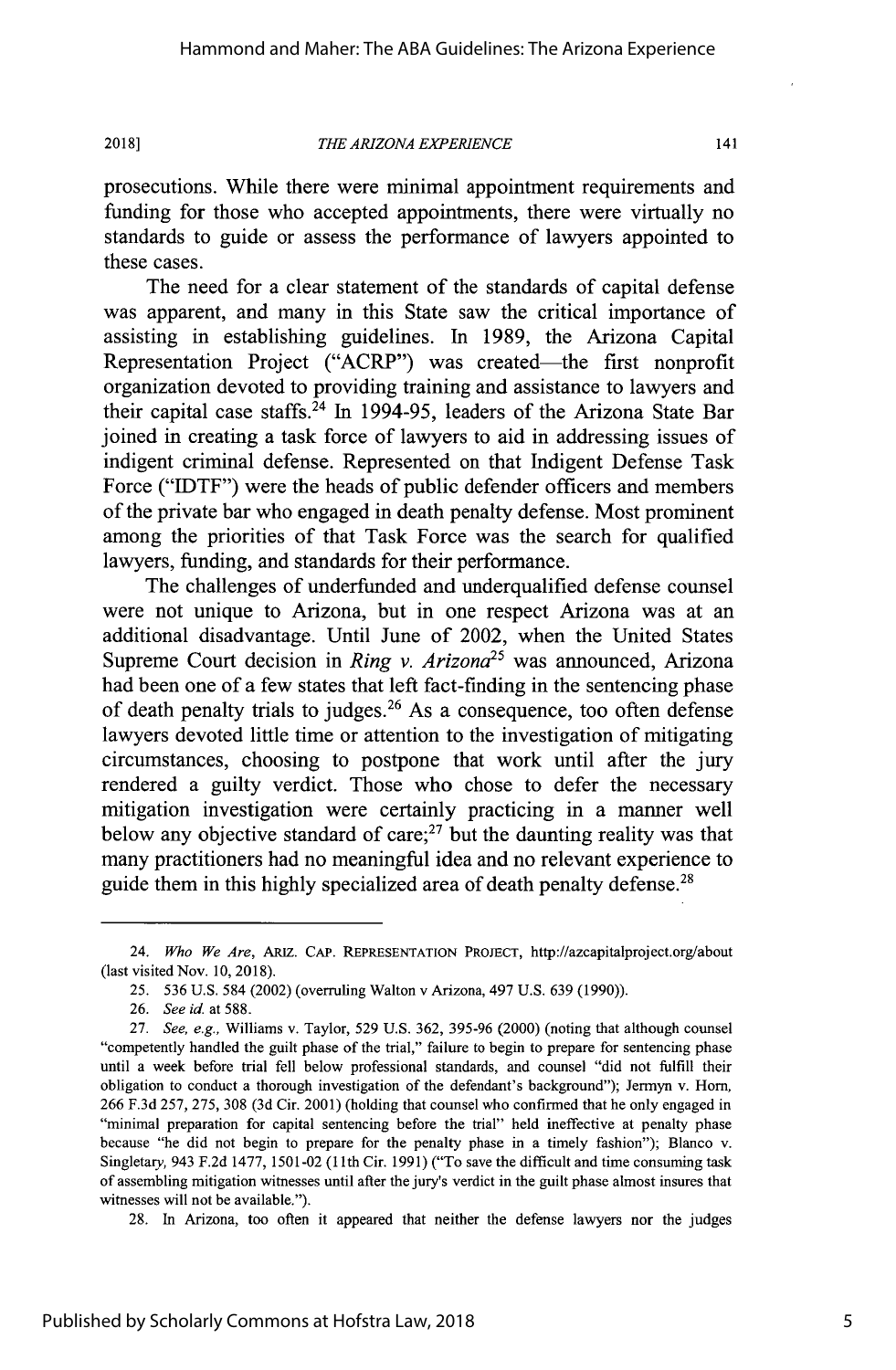prosecutions. While there were minimal appointment requirements and funding for those who accepted appointments, there were virtually no standards to guide or assess the performance of lawyers appointed to these cases.

The need for a clear statement of the standards of capital defense was apparent, and many in this State saw the critical importance of assisting in establishing guidelines. In 1989, the Arizona Capital Representation Project ("ACRP") was created—the first nonprofit organization devoted to providing training and assistance to lawyers and their capital case staffs.[24] In 1994-95, leaders of the Arizona State Bar joined in creating a task force of lawyers to aid in addressing issues of indigent criminal defense. Represented on that Indigent Defense Task Force ("IDTF") were the heads of public defender officers and members of the private bar who engaged in death penalty defense. Most prominent among the priorities of that Task Force was the search for qualified lawyers, funding, and standards for their performance.

The challenges of underfunded and underqualified defense counsel were not unique to Arizona, but in one respect Arizona was at an additional disadvantage. Until June of 2002, when the United States Supreme Court decision in *Ring v. Arizona*[25] was announced, Arizona had been one of a few states that left fact-finding in the sentencing phase of death penalty trials to judges.[26] As a consequence, too often defense lawyers devoted little time or attention to the investigation of mitigating circumstances, choosing to postpone that work until after the jury rendered a guilty verdict. Those who chose to defer the necessary mitigation investigation were certainly practicing in a manner well below any objective standard of care;[27] but the daunting reality was that many practitioners had no meaningful idea and no relevant experience to guide them in this highly specialized area of death penalty defense.[28]

---

24. *Who We Are*, ARIZ. CAP. REPRESENTATION PROJECT, http://azcapitalproject.org/about (last visited Nov. 10, 2018).

25. 536 U.S. 584 (2002) (overruling Walton v Arizona, 497 U.S. 639 (1990)).

26. *See id.* at 588.

27. *See, e.g.,* Williams v. Taylor, 529 U.S. 362, 395-96 (2000) (noting that although counsel "competently handled the guilt phase of the trial," failure to begin to prepare for sentencing phase until a week before trial fell below professional standards, and counsel "did not fulfill their obligation to conduct a thorough investigation of the defendant's background"); Jermyn v. Horn, 266 F.3d 257, 275, 308 (3d Cir. 2001) (holding that counsel who confirmed that he only engaged in "minimal preparation for capital sentencing before the trial" held ineffective at penalty phase because "he did not begin to prepare for the penalty phase in a timely fashion"); Blanco v. Singletary, 943 F.2d 1477, 1501-02 (11th Cir. 1991) ("To save the difficult and time consuming task of assembling mitigation witnesses until after the jury's verdict in the guilt phase almost insures that witnesses will not be available.").

28. In Arizona, too often it appeared that neither the defense lawyers nor the judges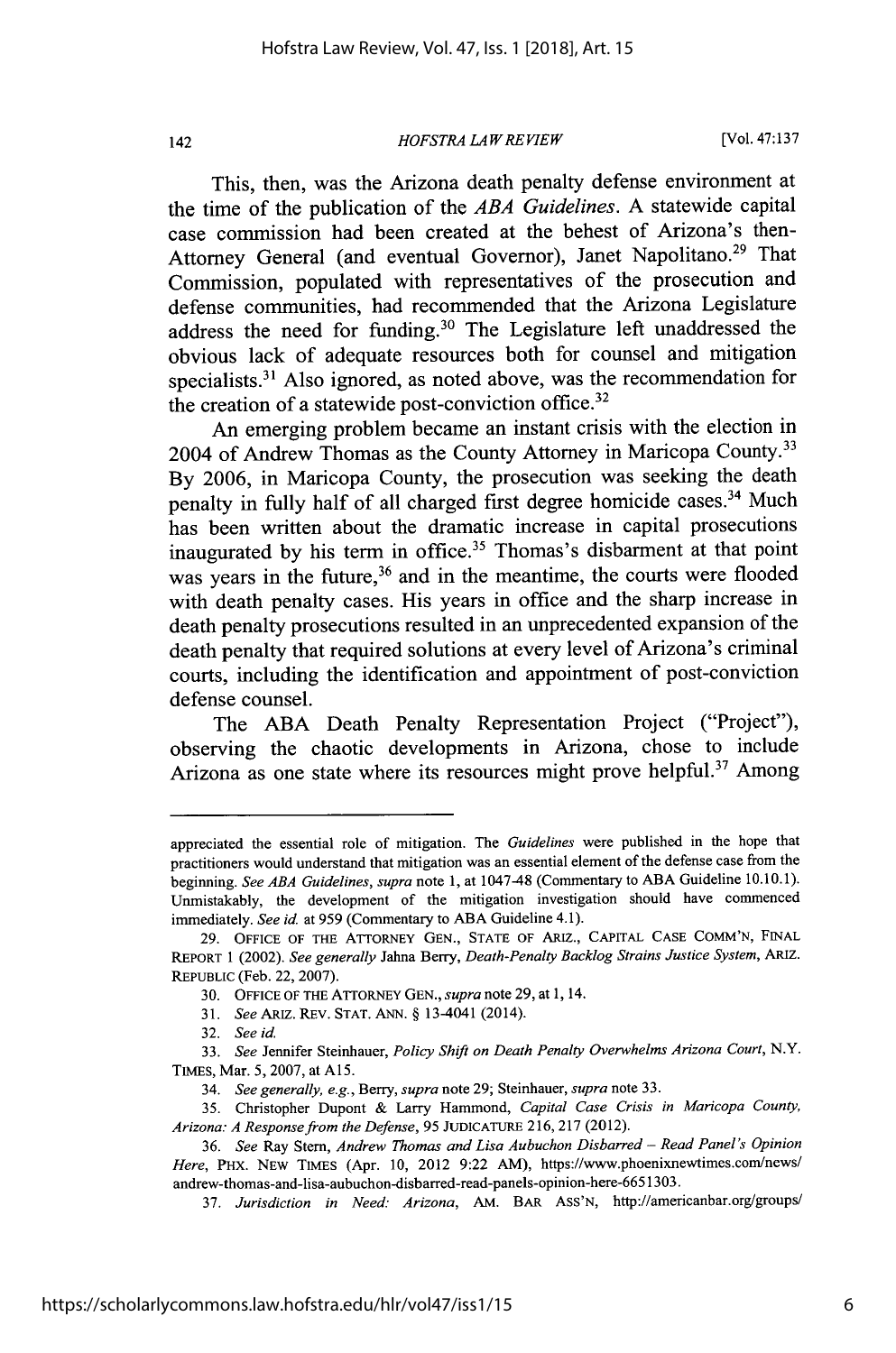This, then, was the Arizona death penalty defense environment at the time of the publication of the *ABA Guidelines*. A statewide capital case commission had been created at the behest of Arizona's then-Attorney General (and eventual Governor), Janet Napolitano.[29] That Commission, populated with representatives of the prosecution and defense communities, had recommended that the Arizona Legislature address the need for funding.[30] The Legislature left unaddressed the obvious lack of adequate resources both for counsel and mitigation specialists.[31] Also ignored, as noted above, was the recommendation for the creation of a statewide post-conviction office.[32]

An emerging problem became an instant crisis with the election in 2004 of Andrew Thomas as the County Attorney in Maricopa County.[33] By 2006, in Maricopa County, the prosecution was seeking the death penalty in fully half of all charged first degree homicide cases.[34] Much has been written about the dramatic increase in capital prosecutions inaugurated by his term in office.[35] Thomas's disbarment at that point was years in the future,[36] and in the meantime, the courts were flooded with death penalty cases. His years in office and the sharp increase in death penalty prosecutions resulted in an unprecedented expansion of the death penalty that required solutions at every level of Arizona's criminal courts, including the identification and appointment of post-conviction defense counsel.

The ABA Death Penalty Representation Project ("Project"), observing the chaotic developments in Arizona, chose to include Arizona as one state where its resources might prove helpful.[37] Among

---

appreciated the essential role of mitigation. The *Guidelines* were published in the hope that practitioners would understand that mitigation was an essential element of the defense case from the beginning. *See ABA Guidelines*, *supra* note 1, at 1047-48 (Commentary to ABA Guideline 10.10.1). Unmistakably, the development of the mitigation investigation should have commenced immediately. *See id.* at 959 (Commentary to ABA Guideline 4.1).

29. OFFICE OF THE ATTORNEY GEN., STATE OF ARIZ., CAPITAL CASE COMM'N, FINAL REPORT 1 (2002). *See generally* Jahna Berry, *Death-Penalty Backlog Strains Justice System*, ARIZ. REPUBLIC (Feb. 22, 2007).

30. OFFICE OF THE ATTORNEY GEN., *supra* note 29, at 1, 14.

31. *See* ARIZ. REV. STAT. ANN. § 13-4041 (2014).

32. *See id.*

33. *See* Jennifer Steinhauer, *Policy Shift on Death Penalty Overwhelms Arizona Court*, N.Y. TIMES, Mar. 5, 2007, at A15.

34. *See generally, e.g.*, Berry, *supra* note 29; Steinhauer, *supra* note 33.

35. Christopher Dupont & Larry Hammond, *Capital Case Crisis in Maricopa County, Arizona: A Response from the Defense*, 95 JUDICATURE 216, 217 (2012).

36. *See* Ray Stern, *Andrew Thomas and Lisa Aubuchon Disbarred – Read Panel's Opinion Here*, PHX. NEW TIMES (Apr. 10, 2012 9:22 AM), https://www.phoenixnewtimes.com/news/andrew-thomas-and-lisa-aubuchon-disbarred-read-panels-opinion-here-6651303.

37. *Jurisdiction in Need: Arizona*, AM. BAR ASS'N, http://americanbar.org/groups/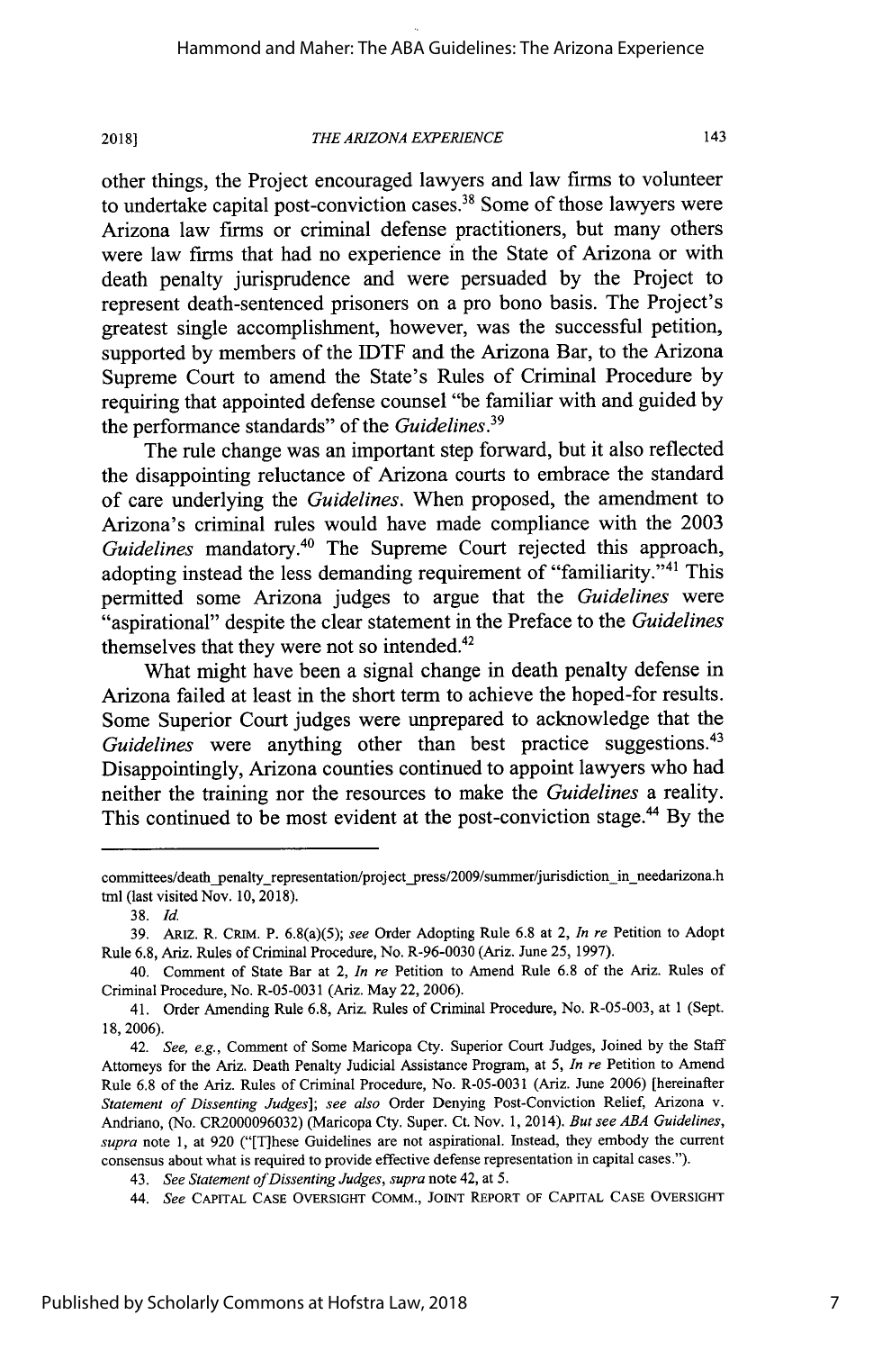other things, the Project encouraged lawyers and law firms to volunteer to undertake capital post-conviction cases.[38] Some of those lawyers were Arizona law firms or criminal defense practitioners, but many others were law firms that had no experience in the State of Arizona or with death penalty jurisprudence and were persuaded by the Project to represent death-sentenced prisoners on a pro bono basis. The Project's greatest single accomplishment, however, was the successful petition, supported by members of the IDTF and the Arizona Bar, to the Arizona Supreme Court to amend the State's Rules of Criminal Procedure by requiring that appointed defense counsel "be familiar with and guided by the performance standards" of the *Guidelines*.[39]

The rule change was an important step forward, but it also reflected the disappointing reluctance of Arizona courts to embrace the standard of care underlying the *Guidelines*. When proposed, the amendment to Arizona's criminal rules would have made compliance with the 2003 *Guidelines* mandatory.[40] The Supreme Court rejected this approach, adopting instead the less demanding requirement of "familiarity."[41] This permitted some Arizona judges to argue that the *Guidelines* were "aspirational" despite the clear statement in the Preface to the *Guidelines* themselves that they were not so intended.[42]

What might have been a signal change in death penalty defense in Arizona failed at least in the short term to achieve the hoped-for results. Some Superior Court judges were unprepared to acknowledge that the *Guidelines* were anything other than best practice suggestions.[43] Disappointingly, Arizona counties continued to appoint lawyers who had neither the training nor the resources to make the *Guidelines* a reality. This continued to be most evident at the post-conviction stage.[44] By the

---

committees/death_penalty_representation/project_press/2009/summer/jurisdiction_in_needarizona.html (last visited Nov. 10, 2018).

38. *Id.*

39. ARIZ. R. CRIM. P. 6.8(a)(5); *see* Order Adopting Rule 6.8 at 2, *In re* Petition to Adopt Rule 6.8, Ariz. Rules of Criminal Procedure, No. R-96-0030 (Ariz. June 25, 1997).

40. Comment of State Bar at 2, *In re* Petition to Amend Rule 6.8 of the Ariz. Rules of Criminal Procedure, No. R-05-0031 (Ariz. May 22, 2006).

41. Order Amending Rule 6.8, Ariz. Rules of Criminal Procedure, No. R-05-003, at 1 (Sept. 18, 2006).

42. *See, e.g.*, Comment of Some Maricopa Cty. Superior Court Judges, Joined by the Staff Attorneys for the Ariz. Death Penalty Judicial Assistance Program, at 5, *In re* Petition to Amend Rule 6.8 of the Ariz. Rules of Criminal Procedure, No. R-05-0031 (Ariz. June 2006) [hereinafter *Statement of Dissenting Judges*]; *see also* Order Denying Post-Conviction Relief, Arizona v. Andriano, (No. CR2000096032) (Maricopa Cty. Super. Ct. Nov. 1, 2014). *But see ABA Guidelines*, *supra* note 1, at 920 ("[T]hese Guidelines are not aspirational. Instead, they embody the current consensus about what is required to provide effective defense representation in capital cases.").

43. *See Statement of Dissenting Judges*, *supra* note 42, at 5.

44. *See* CAPITAL CASE OVERSIGHT COMM., JOINT REPORT OF CAPITAL CASE OVERSIGHT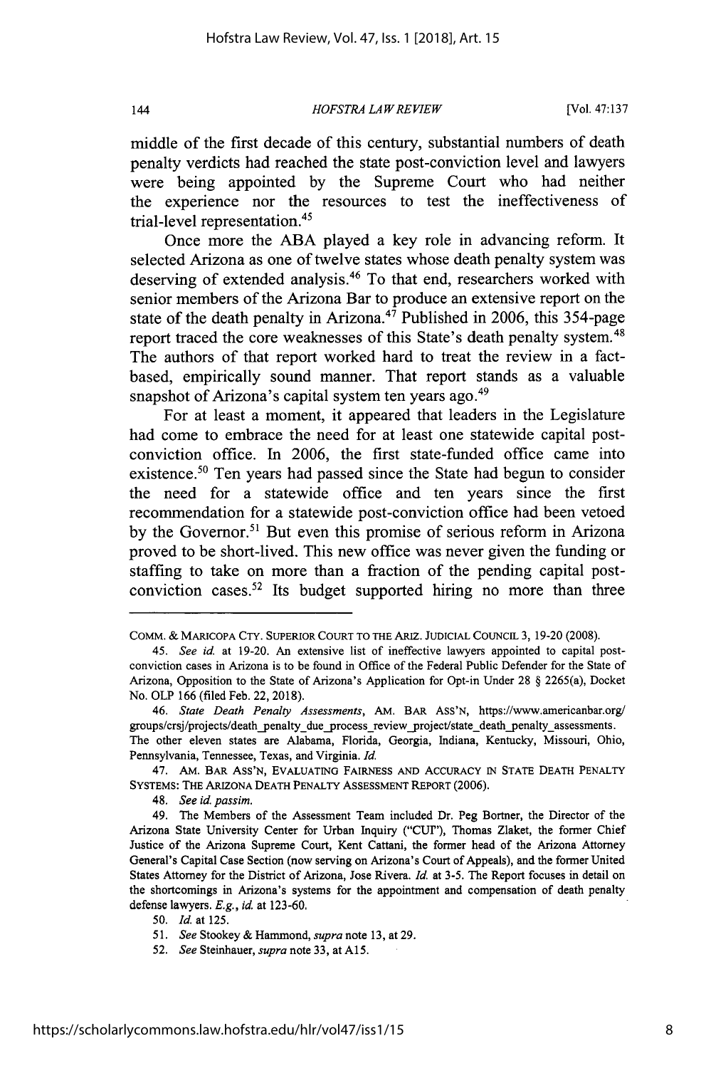middle of the first decade of this century, substantial numbers of death penalty verdicts had reached the state post-conviction level and lawyers were being appointed by the Supreme Court who had neither the experience nor the resources to test the ineffectiveness of trial-level representation.[45]

Once more the ABA played a key role in advancing reform. It selected Arizona as one of twelve states whose death penalty system was deserving of extended analysis.[46] To that end, researchers worked with senior members of the Arizona Bar to produce an extensive report on the state of the death penalty in Arizona.[47] Published in 2006, this 354-page report traced the core weaknesses of this State's death penalty system.[48] The authors of that report worked hard to treat the review in a fact-based, empirically sound manner. That report stands as a valuable snapshot of Arizona's capital system ten years ago.[49]

For at least a moment, it appeared that leaders in the Legislature had come to embrace the need for at least one statewide capital post-conviction office. In 2006, the first state-funded office came into existence.[50] Ten years had passed since the State had begun to consider the need for a statewide office and ten years since the first recommendation for a statewide post-conviction office had been vetoed by the Governor.[51] But even this promise of serious reform in Arizona proved to be short-lived. This new office was never given the funding or staffing to take on more than a fraction of the pending capital post-conviction cases.[52] Its budget supported hiring no more than three

---

COMM. & MARICOPA CTY. SUPERIOR COURT TO THE ARIZ. JUDICIAL COUNCIL 3, 19-20 (2008).

45. *See id.* at 19-20. An extensive list of ineffective lawyers appointed to capital post-conviction cases in Arizona is to be found in Office of the Federal Public Defender for the State of Arizona, Opposition to the State of Arizona's Application for Opt-in Under 28 § 2265(a), Docket No. OLP 166 (filed Feb. 22, 2018).

46. *State Death Penalty Assessments*, AM. BAR ASS'N, https://www.americanbar.org/groups/crsj/projects/death_penalty_due_process_review_project/state_death_penalty_assessments. The other eleven states are Alabama, Florida, Georgia, Indiana, Kentucky, Missouri, Ohio, Pennsylvania, Tennessee, Texas, and Virginia. *Id.*

47. AM. BAR ASS'N, EVALUATING FAIRNESS AND ACCURACY IN STATE DEATH PENALTY SYSTEMS: THE ARIZONA DEATH PENALTY ASSESSMENT REPORT (2006).

48. *See id. passim.*

49. The Members of the Assessment Team included Dr. Peg Bortner, the Director of the Arizona State University Center for Urban Inquiry ("CUI"), Thomas Zlaket, the former Chief Justice of the Arizona Supreme Court, Kent Cattani, the former head of the Arizona Attorney General's Capital Case Section (now serving on Arizona's Court of Appeals), and the former United States Attorney for the District of Arizona, Jose Rivera. *Id.* at 3-5. The Report focuses in detail on the shortcomings in Arizona's systems for the appointment and compensation of death penalty defense lawyers. *E.g.*, *id.* at 123-60.

50. *Id.* at 125.

51. *See* Stookey & Hammond, *supra* note 13, at 29.

52. *See* Steinhauer, *supra* note 33, at A15.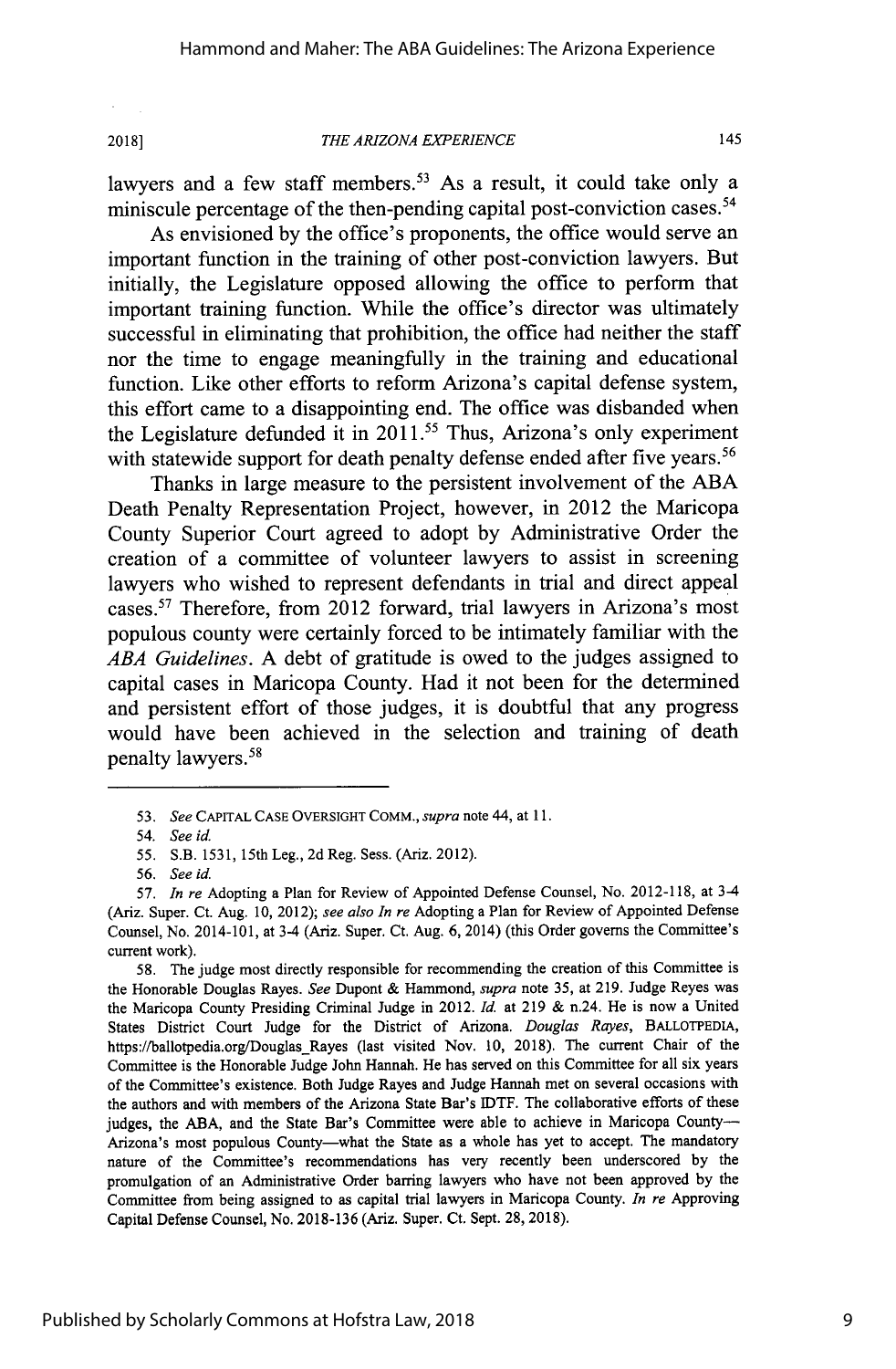lawyers and a few staff members.[53] As a result, it could take only a miniscule percentage of the then-pending capital post-conviction cases.[54]

As envisioned by the office's proponents, the office would serve an important function in the training of other post-conviction lawyers. But initially, the Legislature opposed allowing the office to perform that important training function. While the office's director was ultimately successful in eliminating that prohibition, the office had neither the staff nor the time to engage meaningfully in the training and educational function. Like other efforts to reform Arizona's capital defense system, this effort came to a disappointing end. The office was disbanded when the Legislature defunded it in 2011.[55] Thus, Arizona's only experiment with statewide support for death penalty defense ended after five years.[56]

Thanks in large measure to the persistent involvement of the ABA Death Penalty Representation Project, however, in 2012 the Maricopa County Superior Court agreed to adopt by Administrative Order the creation of a committee of volunteer lawyers to assist in screening lawyers who wished to represent defendants in trial and direct appeal cases.[57] Therefore, from 2012 forward, trial lawyers in Arizona's most populous county were certainly forced to be intimately familiar with the *ABA Guidelines*. A debt of gratitude is owed to the judges assigned to capital cases in Maricopa County. Had it not been for the determined and persistent effort of those judges, it is doubtful that any progress would have been achieved in the selection and training of death penalty lawyers.[58]

---

53. *See* CAPITAL CASE OVERSIGHT COMM., *supra* note 44, at 11.

54. *See id.*

55. S.B. 1531, 15th Leg., 2d Reg. Sess. (Ariz. 2012).

56. *See id.*

57. *In re* Adopting a Plan for Review of Appointed Defense Counsel, No. 2012-118, at 3-4 (Ariz. Super. Ct. Aug. 10, 2012); *see also In re* Adopting a Plan for Review of Appointed Defense Counsel, No. 2014-101, at 3-4 (Ariz. Super. Ct. Aug. 6, 2014) (this Order governs the Committee's current work).

58. The judge most directly responsible for recommending the creation of this Committee is the Honorable Douglas Rayes. *See* Dupont & Hammond, *supra* note 35, at 219. Judge Reyes was the Maricopa County Presiding Criminal Judge in 2012. *Id.* at 219 & n.24. He is now a United States District Court Judge for the District of Arizona. *Douglas Rayes*, BALLOTPEDIA, https://ballotpedia.org/Douglas_Rayes (last visited Nov. 10, 2018). The current Chair of the Committee is the Honorable Judge John Hannah. He has served on this Committee for all six years of the Committee's existence. Both Judge Rayes and Judge Hannah met on several occasions with the authors and with members of the Arizona State Bar's IDTF. The collaborative efforts of these judges, the ABA, and the State Bar's Committee were able to achieve in Maricopa County—Arizona's most populous County—what the State as a whole has yet to accept. The mandatory nature of the Committee's recommendations has very recently been underscored by the promulgation of an Administrative Order barring lawyers who have not been approved by the Committee from being assigned to as capital trial lawyers in Maricopa County. *In re* Approving Capital Defense Counsel, No. 2018-136 (Ariz. Super. Ct. Sept. 28, 2018).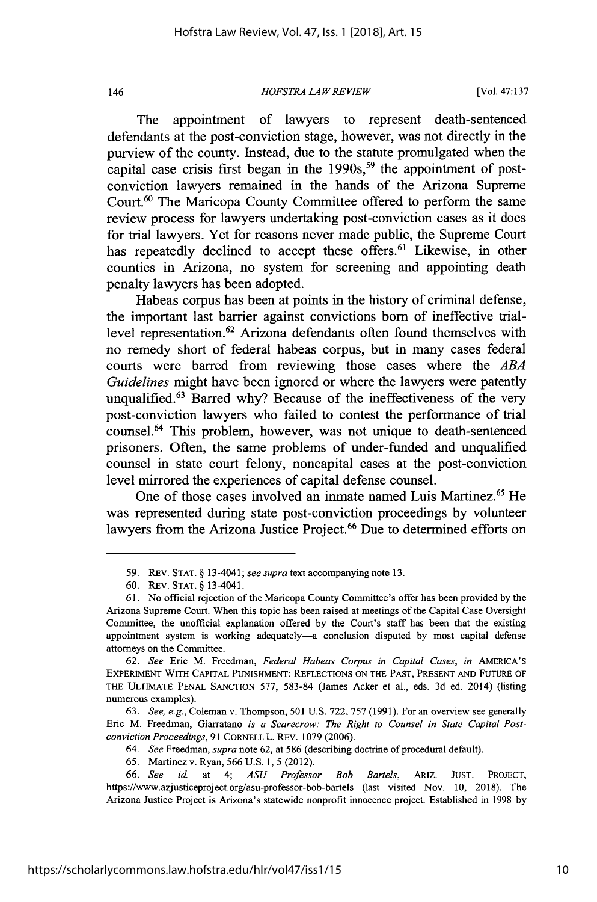The appointment of lawyers to represent death-sentenced defendants at the post-conviction stage, however, was not directly in the purview of the county. Instead, due to the statute promulgated when the capital case crisis first began in the 1990s,[59] the appointment of post-conviction lawyers remained in the hands of the Arizona Supreme Court.[60] The Maricopa County Committee offered to perform the same review process for lawyers undertaking post-conviction cases as it does for trial lawyers. Yet for reasons never made public, the Supreme Court has repeatedly declined to accept these offers.[61] Likewise, in other counties in Arizona, no system for screening and appointing death penalty lawyers has been adopted.

Habeas corpus has been at points in the history of criminal defense, the important last barrier against convictions born of ineffective trial-level representation.[62] Arizona defendants often found themselves with no remedy short of federal habeas corpus, but in many cases federal courts were barred from reviewing those cases where the *ABA Guidelines* might have been ignored or where the lawyers were patently unqualified.[63] Barred why? Because of the ineffectiveness of the very post-conviction lawyers who failed to contest the performance of trial counsel.[64] This problem, however, was not unique to death-sentenced prisoners. Often, the same problems of under-funded and unqualified counsel in state court felony, noncapital cases at the post-conviction level mirrored the experiences of capital defense counsel.

One of those cases involved an inmate named Luis Martinez.[65] He was represented during state post-conviction proceedings by volunteer lawyers from the Arizona Justice Project.[66] Due to determined efforts on

---

59. REV. STAT. § 13-4041; *see supra* text accompanying note 13.

60. REV. STAT. § 13-4041.

61. No official rejection of the Maricopa County Committee's offer has been provided by the Arizona Supreme Court. When this topic has been raised at meetings of the Capital Case Oversight Committee, the unofficial explanation offered by the Court's staff has been that the existing appointment system is working adequately—a conclusion disputed by most capital defense attorneys on the Committee.

62. *See* Eric M. Freedman, *Federal Habeas Corpus in Capital Cases*, *in* AMERICA'S EXPERIMENT WITH CAPITAL PUNISHMENT: REFLECTIONS ON THE PAST, PRESENT AND FUTURE OF THE ULTIMATE PENAL SANCTION 577, 583-84 (James Acker et al., eds. 3d ed. 2014) (listing numerous examples).

63. *See, e.g.*, Coleman v. Thompson, 501 U.S. 722, 757 (1991). For an overview see generally Eric M. Freedman, *Giarratano is a Scarecrow: The Right to Counsel in State Capital Post-conviction Proceedings*, 91 CORNELL L. REV. 1079 (2006).

64. *See* Freedman, *supra* note 62, at 586 (describing doctrine of procedural default).

65. Martinez v. Ryan, 566 U.S. 1, 5 (2012).

66. *See id.* at 4; *ASU Professor Bob Bartels*, ARIZ. JUST. PROJECT, https://www.azjusticeproject.org/asu-professor-bob-bartels (last visited Nov. 10, 2018). The Arizona Justice Project is Arizona's statewide nonprofit innocence project. Established in 1998 by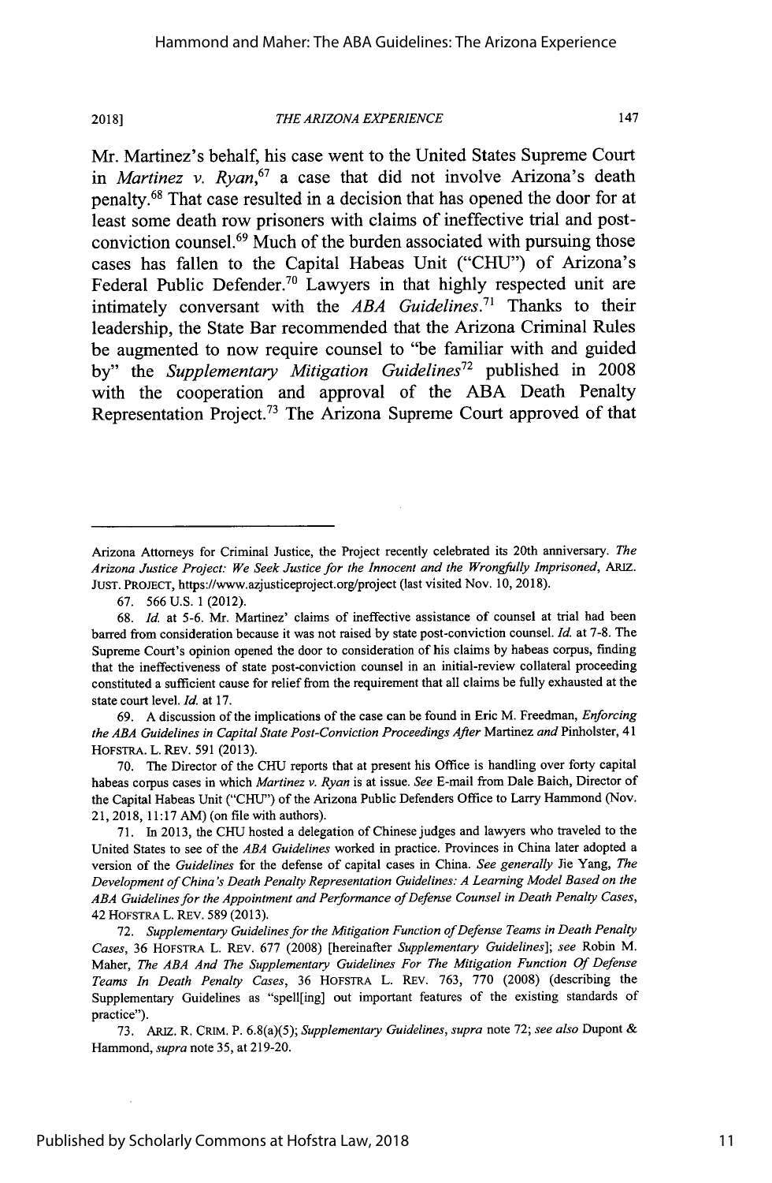Mr. Martinez's behalf, his case went to the United States Supreme Court in *Martinez v. Ryan*,[67] a case that did not involve Arizona's death penalty.[68] That case resulted in a decision that has opened the door for at least some death row prisoners with claims of ineffective trial and post-conviction counsel.[69] Much of the burden associated with pursuing those cases has fallen to the Capital Habeas Unit ("CHU") of Arizona's Federal Public Defender.[70] Lawyers in that highly respected unit are intimately conversant with the *ABA Guidelines*.[71] Thanks to their leadership, the State Bar recommended that the Arizona Criminal Rules be augmented to now require counsel to "be familiar with and guided by" the *Supplementary Mitigation Guidelines*[72] published in 2008 with the cooperation and approval of the ABA Death Penalty Representation Project.[73] The Arizona Supreme Court approved of that

---

Arizona Attorneys for Criminal Justice, the Project recently celebrated its 20th anniversary. *The Arizona Justice Project: We Seek Justice for the Innocent and the Wrongfully Imprisoned*, ARIZ. JUST. PROJECT, https://www.azjusticeproject.org/project (last visited Nov. 10, 2018).

67. 566 U.S. 1 (2012).

68. *Id.* at 5-6. Mr. Martinez' claims of ineffective assistance of counsel at trial had been barred from consideration because it was not raised by state post-conviction counsel. *Id.* at 7-8. The Supreme Court's opinion opened the door to consideration of his claims by habeas corpus, finding that the ineffectiveness of state post-conviction counsel in an initial-review collateral proceeding constituted a sufficient cause for relief from the requirement that all claims be fully exhausted at the state court level. *Id.* at 17.

69. A discussion of the implications of the case can be found in Eric M. Freedman, *Enforcing the ABA Guidelines in Capital State Post-Conviction Proceedings After* Martinez *and* Pinholster, 41 HOFSTRA. L. REV. 591 (2013).

70. The Director of the CHU reports that at present his Office is handling over forty capital habeas corpus cases in which *Martinez v. Ryan* is at issue. *See* E-mail from Dale Baich, Director of the Capital Habeas Unit ("CHU") of the Arizona Public Defenders Office to Larry Hammond (Nov. 21, 2018, 11:17 AM) (on file with authors).

71. In 2013, the CHU hosted a delegation of Chinese judges and lawyers who traveled to the United States to see of the *ABA Guidelines* worked in practice. Provinces in China later adopted a version of the *Guidelines* for the defense of capital cases in China. *See generally* Jie Yang, *The Development of China's Death Penalty Representation Guidelines: A Learning Model Based on the ABA Guidelines for the Appointment and Performance of Defense Counsel in Death Penalty Cases*, 42 HOFSTRA L. REV. 589 (2013).

72. *Supplementary Guidelines for the Mitigation Function of Defense Teams in Death Penalty Cases*, 36 HOFSTRA L. REV. 677 (2008) [hereinafter *Supplementary Guidelines*]; *see* Robin M. Maher, *The ABA And The Supplementary Guidelines For The Mitigation Function Of Defense Teams In Death Penalty Cases*, 36 HOFSTRA L. REV. 763, 770 (2008) (describing the Supplementary Guidelines as "spell[ing] out important features of the existing standards of practice").

73. ARIZ. R. CRIM. P. 6.8(a)(5); *Supplementary Guidelines*, *supra* note 72; *see also* Dupont & Hammond, *supra* note 35, at 219-20.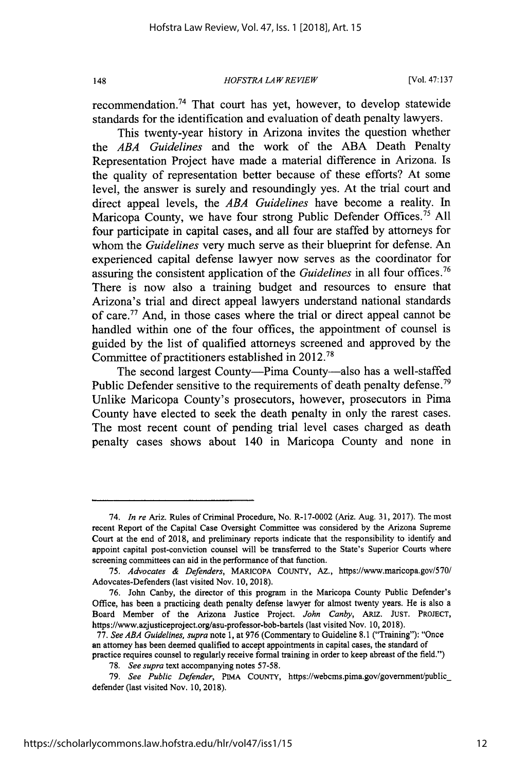recommendation.[74] That court has yet, however, to develop statewide standards for the identification and evaluation of death penalty lawyers.

This twenty-year history in Arizona invites the question whether the *ABA Guidelines* and the work of the ABA Death Penalty Representation Project have made a material difference in Arizona. Is the quality of representation better because of these efforts? At some level, the answer is surely and resoundingly yes. At the trial court and direct appeal levels, the *ABA Guidelines* have become a reality. In Maricopa County, we have four strong Public Defender Offices.[75] All four participate in capital cases, and all four are staffed by attorneys for whom the *Guidelines* very much serve as their blueprint for defense. An experienced capital defense lawyer now serves as the coordinator for assuring the consistent application of the *Guidelines* in all four offices.[76] There is now also a training budget and resources to ensure that Arizona's trial and direct appeal lawyers understand national standards of care.[77] And, in those cases where the trial or direct appeal cannot be handled within one of the four offices, the appointment of counsel is guided by the list of qualified attorneys screened and approved by the Committee of practitioners established in 2012.[78]

The second largest County—Pima County—also has a well-staffed Public Defender sensitive to the requirements of death penalty defense.[79] Unlike Maricopa County's prosecutors, however, prosecutors in Pima County have elected to seek the death penalty in only the rarest cases. The most recent count of pending trial level cases charged as death penalty cases shows about 140 in Maricopa County and none in

---

74. *In re* Ariz. Rules of Criminal Procedure, No. R-17-0002 (Ariz. Aug. 31, 2017). The most recent Report of the Capital Case Oversight Committee was considered by the Arizona Supreme Court at the end of 2018, and preliminary reports indicate that the responsibility to identify and appoint capital post-conviction counsel will be transferred to the State's Superior Courts where screening committees can aid in the performance of that function.

75. *Advocates & Defenders*, MARICOPA COUNTY, AZ., https://www.maricopa.gov/570/Adovcates-Defenders (last visited Nov. 10, 2018).

76. John Canby, the director of this program in the Maricopa County Public Defender's Office, has been a practicing death penalty defense lawyer for almost twenty years. He is also a Board Member of the Arizona Justice Project. *John Canby*, ARIZ. JUST. PROJECT, https://www.azjusticeproject.org/asu-professor-bob-bartels (last visited Nov. 10, 2018).

77. *See ABA Guidelines*, *supra* note 1, at 976 (Commentary to Guideline 8.1 ("Training"): "Once an attorney has been deemed qualified to accept appointments in capital cases, the standard of practice requires counsel to regularly receive formal training in order to keep abreast of the field.")

78. *See supra* text accompanying notes 57-58.

79. *See Public Defender*, PIMA COUNTY, https://webcms.pima.gov/government/public_defender (last visited Nov. 10, 2018).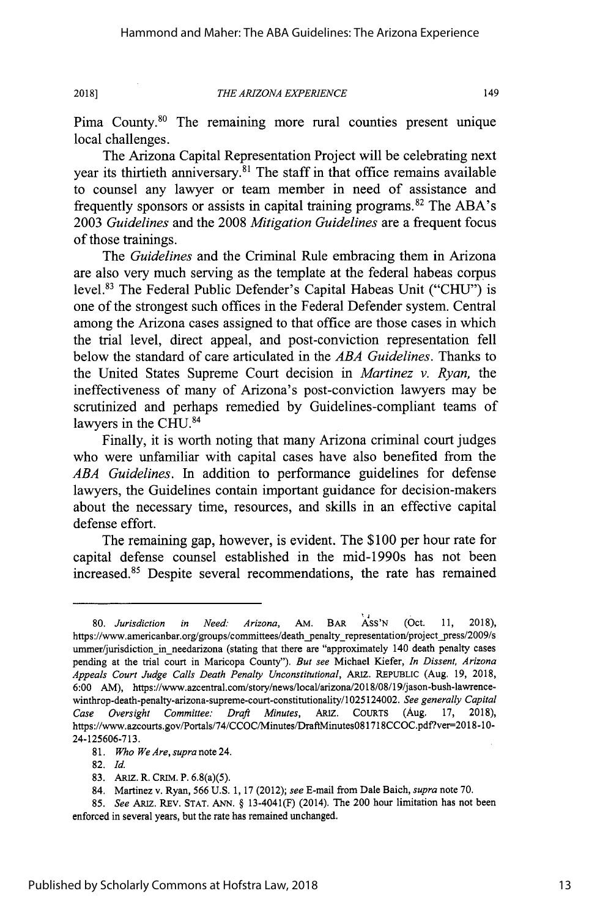Pima County.[80] The remaining more rural counties present unique local challenges.

The Arizona Capital Representation Project will be celebrating next year its thirtieth anniversary.[81] The staff in that office remains available to counsel any lawyer or team member in need of assistance and frequently sponsors or assists in capital training programs.[82] The ABA's 2003 *Guidelines* and the 2008 *Mitigation Guidelines* are a frequent focus of those trainings.

The *Guidelines* and the Criminal Rule embracing them in Arizona are also very much serving as the template at the federal habeas corpus level.[83] The Federal Public Defender's Capital Habeas Unit ("CHU") is one of the strongest such offices in the Federal Defender system. Central among the Arizona cases assigned to that office are those cases in which the trial level, direct appeal, and post-conviction representation fell below the standard of care articulated in the *ABA Guidelines*. Thanks to the United States Supreme Court decision in *Martinez v. Ryan*, the ineffectiveness of many of Arizona's post-conviction lawyers may be scrutinized and perhaps remedied by Guidelines-compliant teams of lawyers in the CHU.[84]

Finally, it is worth noting that many Arizona criminal court judges who were unfamiliar with capital cases have also benefited from the *ABA Guidelines*. In addition to performance guidelines for defense lawyers, the Guidelines contain important guidance for decision-makers about the necessary time, resources, and skills in an effective capital defense effort.

The remaining gap, however, is evident. The $100 per hour rate for capital defense counsel established in the mid-1990s has not been increased.[85] Despite several recommendations, the rate has remained

---

80. *Jurisdiction in Need: Arizona*, AM. BAR ASS'N (Oct. 11, 2018), https://www.americanbar.org/groups/committees/death_penalty_representation/project_press/2009/summer/jurisdiction_in_needarizona (stating that there are "approximately 140 death penalty cases pending at the trial court in Maricopa County"). *But see* Michael Kiefer, *In Dissent, Arizona Appeals Court Judge Calls Death Penalty Unconstitutional*, ARIZ. REPUBLIC (Aug. 19, 2018, 6:00 AM), https://www.azcentral.com/story/news/local/arizona/2018/08/19/jason-bush-lawrence-winthrop-death-penalty-arizona-supreme-court-constitutionality/1025124002. *See generally Capital Case Oversight Committee: Draft Minutes*, ARIZ. COURTS (Aug. 17, 2018), https://www.azcourts.gov/Portals/74/CCOC/Minutes/DraftMinutes081718CCOC.pdf?ver=2018-10-24-125606-713.

81. *Who We Are*, *supra* note 24.

82. *Id.*

83. ARIZ. R. CRIM. P. 6.8(a)(5).

84. Martinez v. Ryan, 566 U.S. 1, 17 (2012); *see* E-mail from Dale Baich, *supra* note 70.

85. *See* ARIZ. REV. STAT. ANN. § 13-4041(F) (2014). The 200 hour limitation has not been enforced in several years, but the rate has remained unchanged.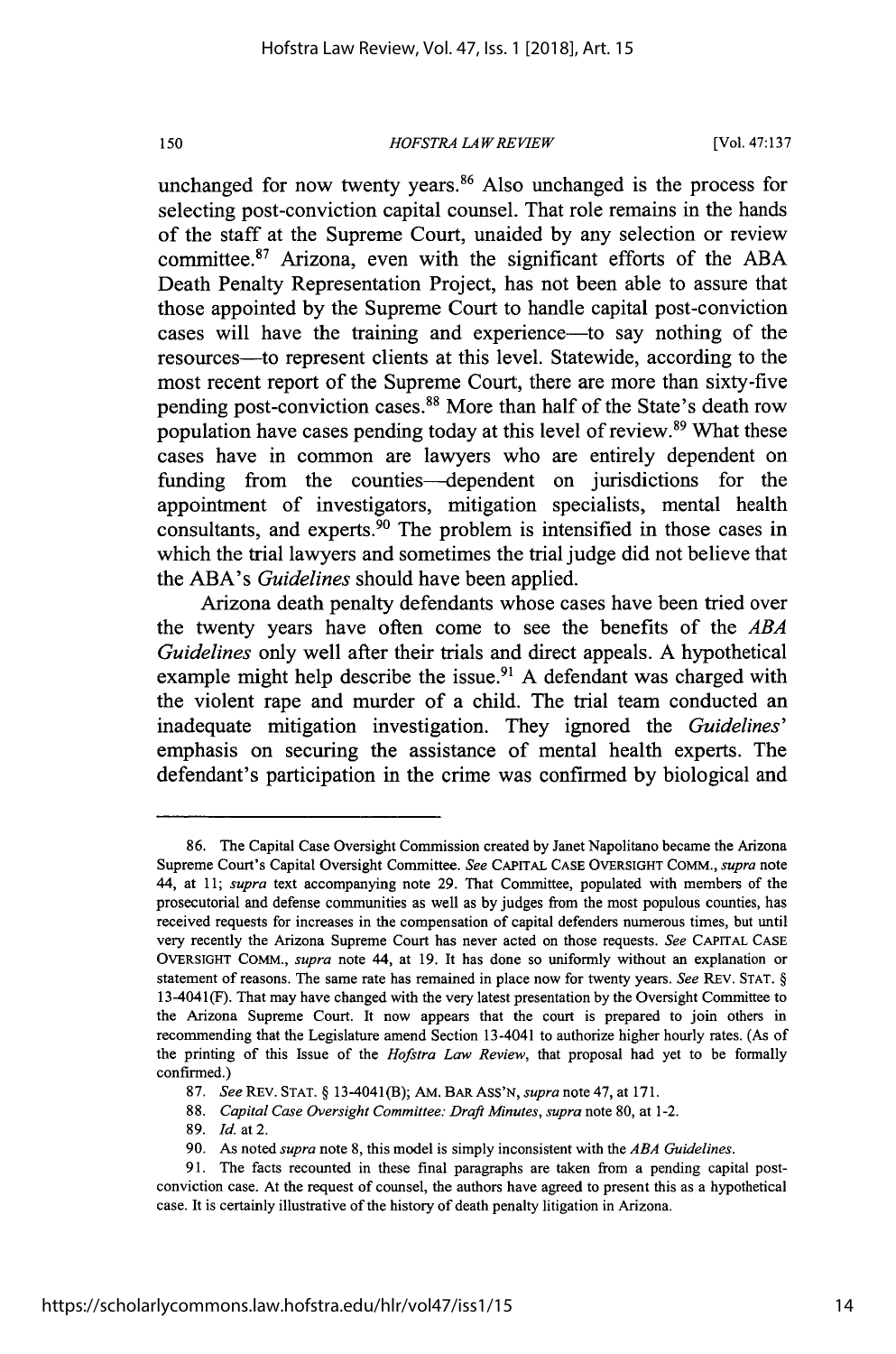unchanged for now twenty years.[86] Also unchanged is the process for selecting post-conviction capital counsel. That role remains in the hands of the staff at the Supreme Court, unaided by any selection or review committee.[87] Arizona, even with the significant efforts of the ABA Death Penalty Representation Project, has not been able to assure that those appointed by the Supreme Court to handle capital post-conviction cases will have the training and experience—to say nothing of the resources—to represent clients at this level. Statewide, according to the most recent report of the Supreme Court, there are more than sixty-five pending post-conviction cases.[88] More than half of the State's death row population have cases pending today at this level of review.[89] What these cases have in common are lawyers who are entirely dependent on funding from the counties—dependent on jurisdictions for the appointment of investigators, mitigation specialists, mental health consultants, and experts.[90] The problem is intensified in those cases in which the trial lawyers and sometimes the trial judge did not believe that the ABA's *Guidelines* should have been applied.

Arizona death penalty defendants whose cases have been tried over the twenty years have often come to see the benefits of the *ABA Guidelines* only well after their trials and direct appeals. A hypothetical example might help describe the issue.[91] A defendant was charged with the violent rape and murder of a child. The trial team conducted an inadequate mitigation investigation. They ignored the *Guidelines'* emphasis on securing the assistance of mental health experts. The defendant's participation in the crime was confirmed by biological and

---

86. The Capital Case Oversight Commission created by Janet Napolitano became the Arizona Supreme Court's Capital Oversight Committee. *See* CAPITAL CASE OVERSIGHT COMM., *supra* note 44, at 11; *supra* text accompanying note 29. That Committee, populated with members of the prosecutorial and defense communities as well as by judges from the most populous counties, has received requests for increases in the compensation of capital defenders numerous times, but until very recently the Arizona Supreme Court has never acted on those requests. *See* CAPITAL CASE OVERSIGHT COMM., *supra* note 44, at 19. It has done so uniformly without an explanation or statement of reasons. The same rate has remained in place now for twenty years. *See* REV. STAT. § 13-4041(F). That may have changed with the very latest presentation by the Oversight Committee to the Arizona Supreme Court. It now appears that the court is prepared to join others in recommending that the Legislature amend Section 13-4041 to authorize higher hourly rates. (As of the printing of this Issue of the *Hofstra Law Review*, that proposal had yet to be formally confirmed.)

87. *See* REV. STAT. § 13-4041(B); AM. BAR ASS'N, *supra* note 47, at 171.

88. *Capital Case Oversight Committee: Draft Minutes*, *supra* note 80, at 1-2.

89. *Id.* at 2.

90. As noted *supra* note 8, this model is simply inconsistent with the *ABA Guidelines*.

91. The facts recounted in these final paragraphs are taken from a pending capital post-conviction case. At the request of counsel, the authors have agreed to present this as a hypothetical case. It is certainly illustrative of the history of death penalty litigation in Arizona.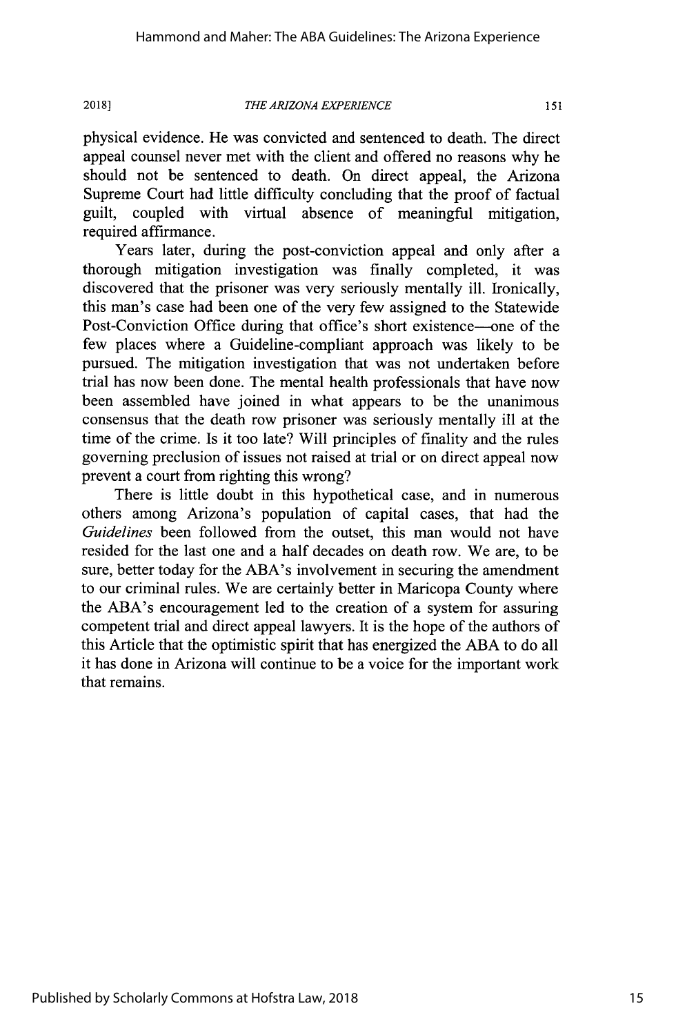physical evidence. He was convicted and sentenced to death. The direct appeal counsel never met with the client and offered no reasons why he should not be sentenced to death. On direct appeal, the Arizona Supreme Court had little difficulty concluding that the proof of factual guilt, coupled with virtual absence of meaningful mitigation, required affirmance.

Years later, during the post-conviction appeal and only after a thorough mitigation investigation was finally completed, it was discovered that the prisoner was very seriously mentally ill. Ironically, this man's case had been one of the very few assigned to the Statewide Post-Conviction Office during that office's short existence—one of the few places where a Guideline-compliant approach was likely to be pursued. The mitigation investigation that was not undertaken before trial has now been done. The mental health professionals that have now been assembled have joined in what appears to be the unanimous consensus that the death row prisoner was seriously mentally ill at the time of the crime. Is it too late? Will principles of finality and the rules governing preclusion of issues not raised at trial or on direct appeal now prevent a court from righting this wrong?

There is little doubt in this hypothetical case, and in numerous others among Arizona's population of capital cases, that had the *Guidelines* been followed from the outset, this man would not have resided for the last one and a half decades on death row. We are, to be sure, better today for the ABA's involvement in securing the amendment to our criminal rules. We are certainly better in Maricopa County where the ABA's encouragement led to the creation of a system for assuring competent trial and direct appeal lawyers. It is the hope of the authors of this Article that the optimistic spirit that has energized the ABA to do all it has done in Arizona will continue to be a voice for the important work that remains.